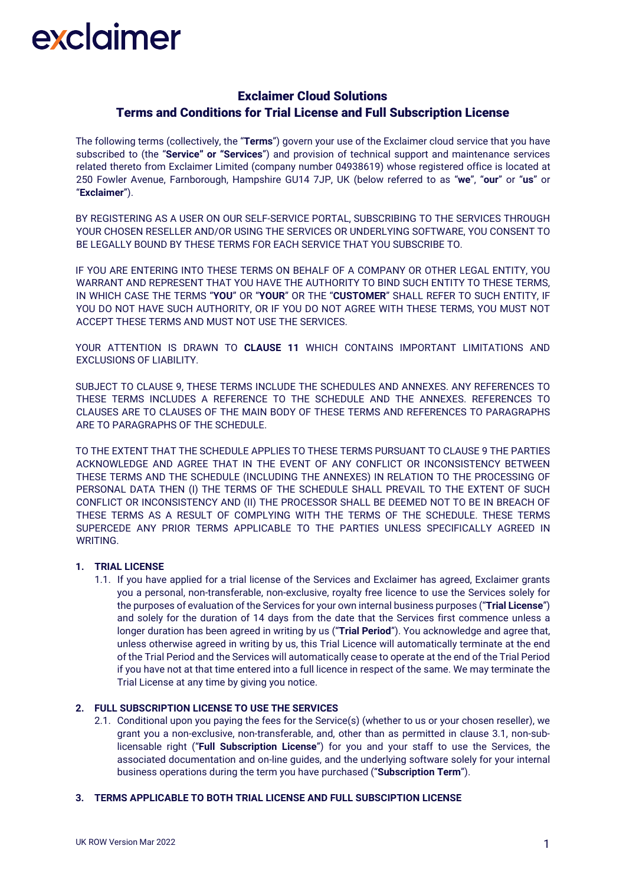exclaimer

# Exclaimer Cloud Solutions
## Terms and Conditions for Trial License and Full Subscription License

The following terms (collectively, the "**Terms**") govern your use of the Exclaimer cloud service that you have subscribed to (the "**Service" or "Services**") and provision of technical support and maintenance services related thereto from Exclaimer Limited (company number 04938619) whose registered office is located at 250 Fowler Avenue, Farnborough, Hampshire GU14 7JP, UK (below referred to as "**we**", "**our**" or "**us**" or "**Exclaimer**").

BY REGISTERING AS A USER ON OUR SELF-SERVICE PORTAL, SUBSCRIBING TO THE SERVICES THROUGH YOUR CHOSEN RESELLER AND/OR USING THE SERVICES OR UNDERLYING SOFTWARE, YOU CONSENT TO BE LEGALLY BOUND BY THESE TERMS FOR EACH SERVICE THAT YOU SUBSCRIBE TO.

IF YOU ARE ENTERING INTO THESE TERMS ON BEHALF OF A COMPANY OR OTHER LEGAL ENTITY, YOU WARRANT AND REPRESENT THAT YOU HAVE THE AUTHORITY TO BIND SUCH ENTITY TO THESE TERMS, IN WHICH CASE THE TERMS "**YOU**" OR "**YOUR**" OR THE "**CUSTOMER**" SHALL REFER TO SUCH ENTITY, IF YOU DO NOT HAVE SUCH AUTHORITY, OR IF YOU DO NOT AGREE WITH THESE TERMS, YOU MUST NOT ACCEPT THESE TERMS AND MUST NOT USE THE SERVICES.

YOUR ATTENTION IS DRAWN TO **CLAUSE 11** WHICH CONTAINS IMPORTANT LIMITATIONS AND EXCLUSIONS OF LIABILITY.

SUBJECT TO CLAUSE 9, THESE TERMS INCLUDE THE SCHEDULES AND ANNEXES. ANY REFERENCES TO THESE TERMS INCLUDES A REFERENCE TO THE SCHEDULE AND THE ANNEXES. REFERENCES TO CLAUSES ARE TO CLAUSES OF THE MAIN BODY OF THESE TERMS AND REFERENCES TO PARAGRAPHS ARE TO PARAGRAPHS OF THE SCHEDULE.

TO THE EXTENT THAT THE SCHEDULE APPLIES TO THESE TERMS PURSUANT TO CLAUSE 9 THE PARTIES ACKNOWLEDGE AND AGREE THAT IN THE EVENT OF ANY CONFLICT OR INCONSISTENCY BETWEEN THESE TERMS AND THE SCHEDULE (INCLUDING THE ANNEXES) IN RELATION TO THE PROCESSING OF PERSONAL DATA THEN (I) THE TERMS OF THE SCHEDULE SHALL PREVAIL TO THE EXTENT OF SUCH CONFLICT OR INCONSISTENCY AND (II) THE PROCESSOR SHALL BE DEEMED NOT TO BE IN BREACH OF THESE TERMS AS A RESULT OF COMPLYING WITH THE TERMS OF THE SCHEDULE. THESE TERMS SUPERCEDE ANY PRIOR TERMS APPLICABLE TO THE PARTIES UNLESS SPECIFICALLY AGREED IN WRITING.

**1. TRIAL LICENSE**

1.1. If you have applied for a trial license of the Services and Exclaimer has agreed, Exclaimer grants you a personal, non-transferable, non-exclusive, royalty free licence to use the Services solely for the purposes of evaluation of the Services for your own internal business purposes ("**Trial License**") and solely for the duration of 14 days from the date that the Services first commence unless a longer duration has been agreed in writing by us ("**Trial Period**"). You acknowledge and agree that, unless otherwise agreed in writing by us, this Trial Licence will automatically terminate at the end of the Trial Period and the Services will automatically cease to operate at the end of the Trial Period if you have not at that time entered into a full licence in respect of the same. We may terminate the Trial License at any time by giving you notice.

**2. FULL SUBSCRIPTION LICENSE TO USE THE SERVICES**

2.1. Conditional upon you paying the fees for the Service(s) (whether to us or your chosen reseller), we grant you a non-exclusive, non-transferable, and, other than as permitted in clause 3.1, non-sub-licensable right ("**Full Subscription License**") for you and your staff to use the Services, the associated documentation and on-line guides, and the underlying software solely for your internal business operations during the term you have purchased ("**Subscription Term**").

**3. TERMS APPLICABLE TO BOTH TRIAL LICENSE AND FULL SUBSCIPTION LICENSE**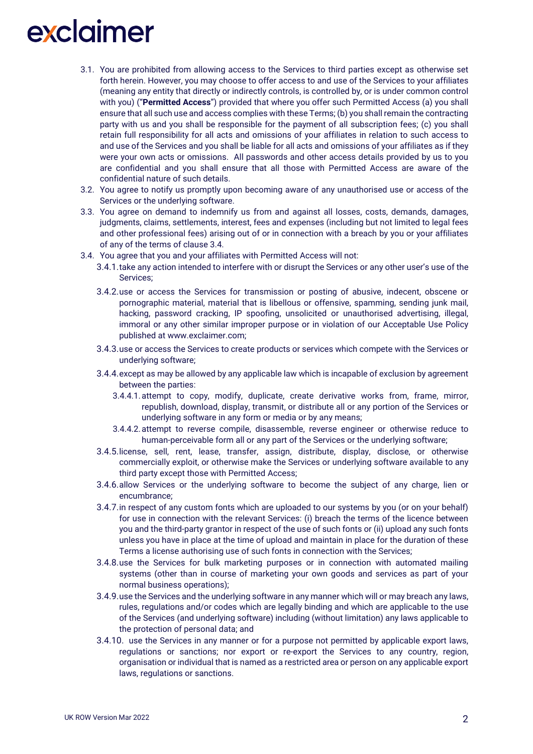3.1. You are prohibited from allowing access to the Services to third parties except as otherwise set forth herein. However, you may choose to offer access to and use of the Services to your affiliates (meaning any entity that directly or indirectly controls, is controlled by, or is under common control with you) ("**Permitted Access**") provided that where you offer such Permitted Access (a) you shall ensure that all such use and access complies with these Terms; (b) you shall remain the contracting party with us and you shall be responsible for the payment of all subscription fees; (c) you shall retain full responsibility for all acts and omissions of your affiliates in relation to such access to and use of the Services and you shall be liable for all acts and omissions of your affiliates as if they were your own acts or omissions. All passwords and other access details provided by us to you are confidential and you shall ensure that all those with Permitted Access are aware of the confidential nature of such details.

3.2. You agree to notify us promptly upon becoming aware of any unauthorised use or access of the Services or the underlying software.

3.3. You agree on demand to indemnify us from and against all losses, costs, demands, damages, judgments, claims, settlements, interest, fees and expenses (including but not limited to legal fees and other professional fees) arising out of or in connection with a breach by you or your affiliates of any of the terms of clause 3.4.

3.4. You agree that you and your affiliates with Permitted Access will not:

3.4.1. take any action intended to interfere with or disrupt the Services or any other user's use of the Services;

3.4.2. use or access the Services for transmission or posting of abusive, indecent, obscene or pornographic material, material that is libellous or offensive, spamming, sending junk mail, hacking, password cracking, IP spoofing, unsolicited or unauthorised advertising, illegal, immoral or any other similar improper purpose or in violation of our Acceptable Use Policy published at www.exclaimer.com;

3.4.3. use or access the Services to create products or services which compete with the Services or underlying software;

3.4.4. except as may be allowed by any applicable law which is incapable of exclusion by agreement between the parties:

3.4.4.1. attempt to copy, modify, duplicate, create derivative works from, frame, mirror, republish, download, display, transmit, or distribute all or any portion of the Services or underlying software in any form or media or by any means;

3.4.4.2. attempt to reverse compile, disassemble, reverse engineer or otherwise reduce to human-perceivable form all or any part of the Services or the underlying software;

3.4.5. license, sell, rent, lease, transfer, assign, distribute, display, disclose, or otherwise commercially exploit, or otherwise make the Services or underlying software available to any third party except those with Permitted Access;

3.4.6. allow Services or the underlying software to become the subject of any charge, lien or encumbrance;

3.4.7. in respect of any custom fonts which are uploaded to our systems by you (or on your behalf) for use in connection with the relevant Services: (i) breach the terms of the licence between you and the third-party grantor in respect of the use of such fonts or (ii) upload any such fonts unless you have in place at the time of upload and maintain in place for the duration of these Terms a license authorising use of such fonts in connection with the Services;

3.4.8. use the Services for bulk marketing purposes or in connection with automated mailing systems (other than in course of marketing your own goods and services as part of your normal business operations);

3.4.9. use the Services and the underlying software in any manner which will or may breach any laws, rules, regulations and/or codes which are legally binding and which are applicable to the use of the Services (and underlying software) including (without limitation) any laws applicable to the protection of personal data; and

3.4.10. use the Services in any manner or for a purpose not permitted by applicable export laws, regulations or sanctions; nor export or re-export the Services to any country, region, organisation or individual that is named as a restricted area or person on any applicable export laws, regulations or sanctions.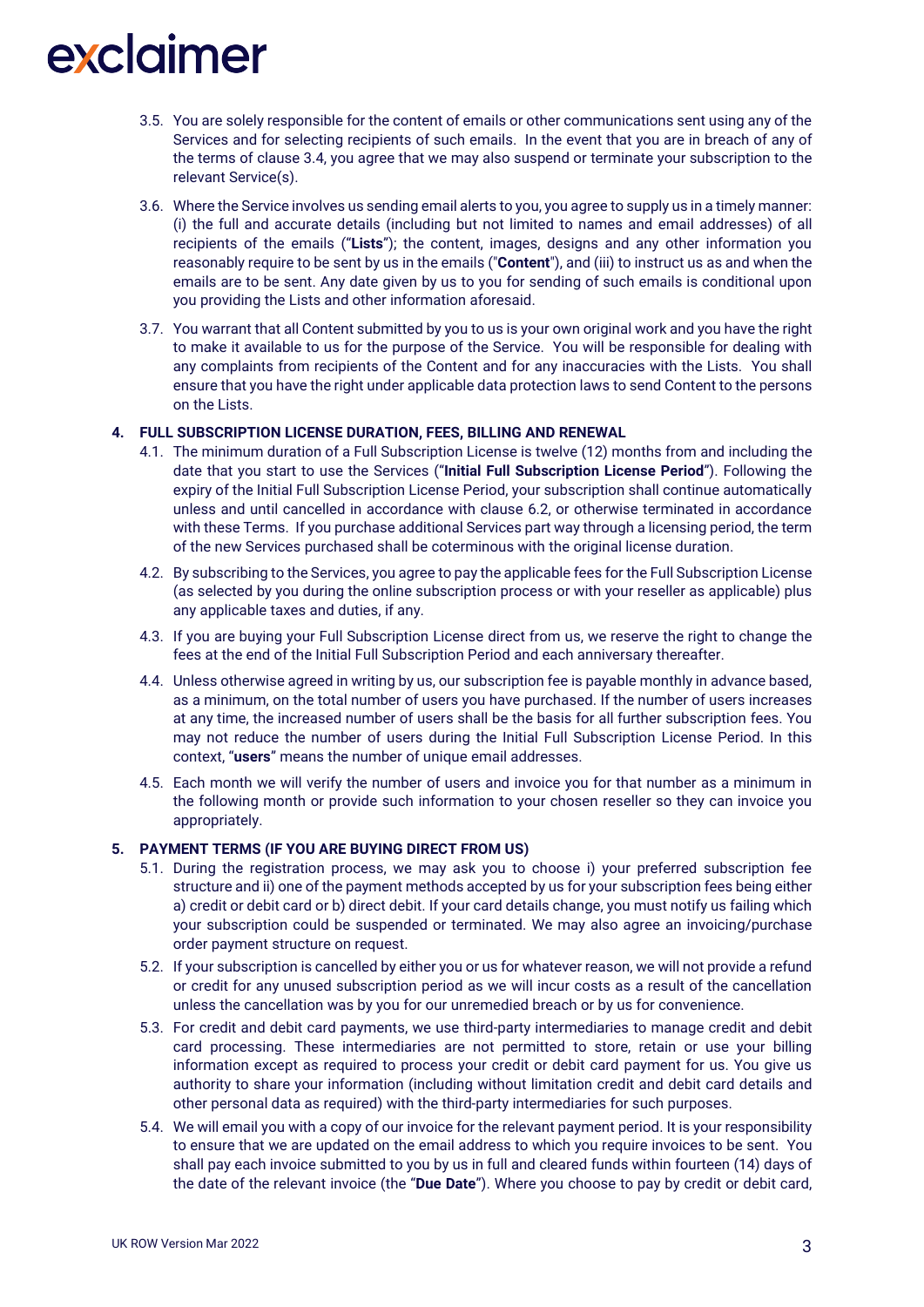3.5. You are solely responsible for the content of emails or other communications sent using any of the Services and for selecting recipients of such emails. In the event that you are in breach of any of the terms of clause 3.4, you agree that we may also suspend or terminate your subscription to the relevant Service(s).

3.6. Where the Service involves us sending email alerts to you, you agree to supply us in a timely manner: (i) the full and accurate details (including but not limited to names and email addresses) of all recipients of the emails ("**Lists**"); the content, images, designs and any other information you reasonably require to be sent by us in the emails ("**Content**"), and (iii) to instruct us as and when the emails are to be sent. Any date given by us to you for sending of such emails is conditional upon you providing the Lists and other information aforesaid.

3.7. You warrant that all Content submitted by you to us is your own original work and you have the right to make it available to us for the purpose of the Service. You will be responsible for dealing with any complaints from recipients of the Content and for any inaccuracies with the Lists. You shall ensure that you have the right under applicable data protection laws to send Content to the persons on the Lists.

## 4. FULL SUBSCRIPTION LICENSE DURATION, FEES, BILLING AND RENEWAL

4.1. The minimum duration of a Full Subscription License is twelve (12) months from and including the date that you start to use the Services ("**Initial Full Subscription License Period**"). Following the expiry of the Initial Full Subscription License Period, your subscription shall continue automatically unless and until cancelled in accordance with clause 6.2, or otherwise terminated in accordance with these Terms. If you purchase additional Services part way through a licensing period, the term of the new Services purchased shall be coterminous with the original license duration.

4.2. By subscribing to the Services, you agree to pay the applicable fees for the Full Subscription License (as selected by you during the online subscription process or with your reseller as applicable) plus any applicable taxes and duties, if any.

4.3. If you are buying your Full Subscription License direct from us, we reserve the right to change the fees at the end of the Initial Full Subscription Period and each anniversary thereafter.

4.4. Unless otherwise agreed in writing by us, our subscription fee is payable monthly in advance based, as a minimum, on the total number of users you have purchased. If the number of users increases at any time, the increased number of users shall be the basis for all further subscription fees. You may not reduce the number of users during the Initial Full Subscription License Period. In this context, "**users**" means the number of unique email addresses.

4.5. Each month we will verify the number of users and invoice you for that number as a minimum in the following month or provide such information to your chosen reseller so they can invoice you appropriately.

## 5. PAYMENT TERMS (IF YOU ARE BUYING DIRECT FROM US)

5.1. During the registration process, we may ask you to choose i) your preferred subscription fee structure and ii) one of the payment methods accepted by us for your subscription fees being either a) credit or debit card or b) direct debit. If your card details change, you must notify us failing which your subscription could be suspended or terminated. We may also agree an invoicing/purchase order payment structure on request.

5.2. If your subscription is cancelled by either you or us for whatever reason, we will not provide a refund or credit for any unused subscription period as we will incur costs as a result of the cancellation unless the cancellation was by you for our unremedied breach or by us for convenience.

5.3. For credit and debit card payments, we use third-party intermediaries to manage credit and debit card processing. These intermediaries are not permitted to store, retain or use your billing information except as required to process your credit or debit card payment for us. You give us authority to share your information (including without limitation credit and debit card details and other personal data as required) with the third-party intermediaries for such purposes.

5.4. We will email you with a copy of our invoice for the relevant payment period. It is your responsibility to ensure that we are updated on the email address to which you require invoices to be sent. You shall pay each invoice submitted to you by us in full and cleared funds within fourteen (14) days of the date of the relevant invoice (the "**Due Date**"). Where you choose to pay by credit or debit card,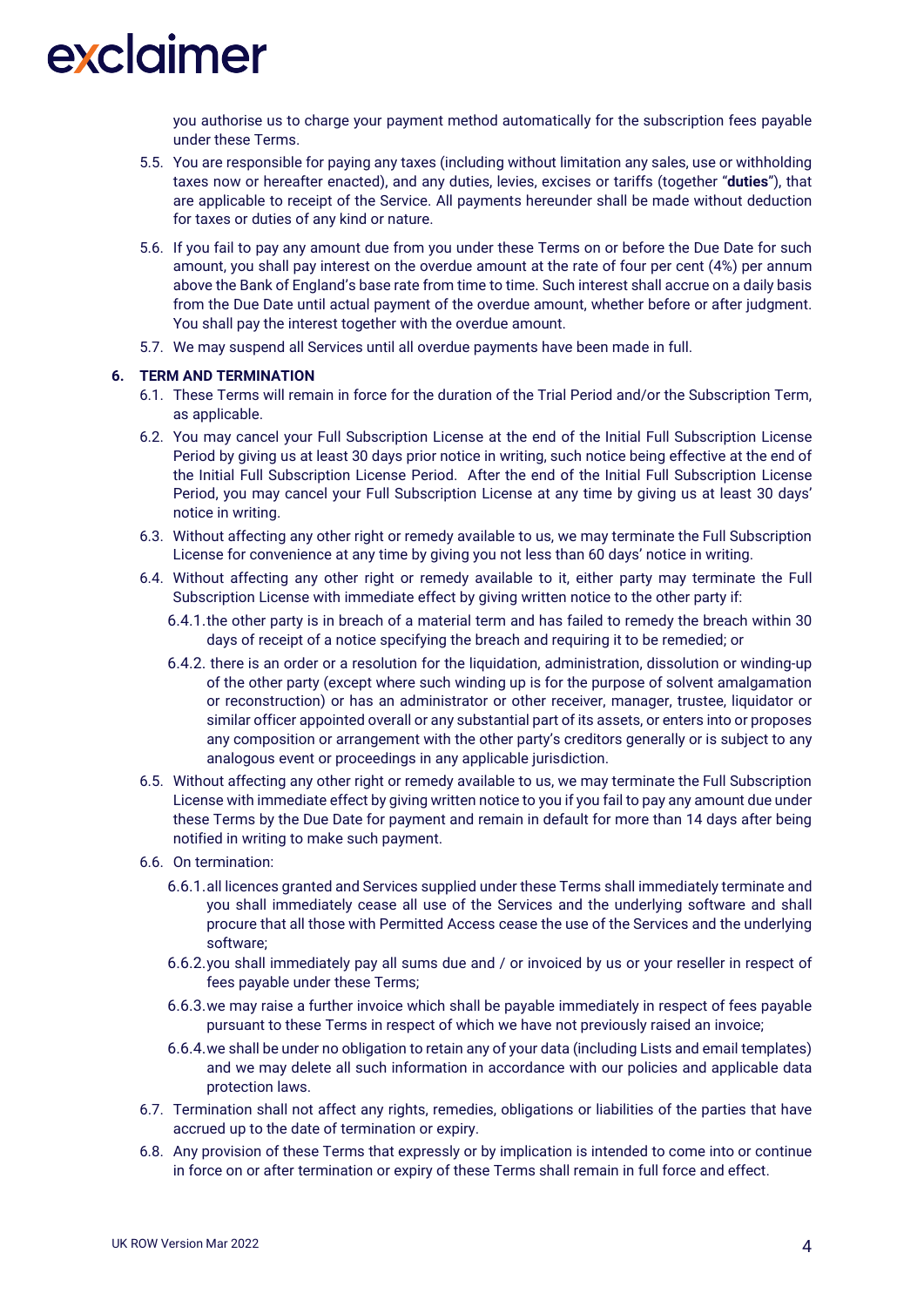you authorise us to charge your payment method automatically for the subscription fees payable under these Terms.

5.5. You are responsible for paying any taxes (including without limitation any sales, use or withholding taxes now or hereafter enacted), and any duties, levies, excises or tariffs (together "**duties**"), that are applicable to receipt of the Service. All payments hereunder shall be made without deduction for taxes or duties of any kind or nature.

5.6. If you fail to pay any amount due from you under these Terms on or before the Due Date for such amount, you shall pay interest on the overdue amount at the rate of four per cent (4%) per annum above the Bank of England's base rate from time to time. Such interest shall accrue on a daily basis from the Due Date until actual payment of the overdue amount, whether before or after judgment. You shall pay the interest together with the overdue amount.

5.7. We may suspend all Services until all overdue payments have been made in full.

## 6. TERM AND TERMINATION

6.1. These Terms will remain in force for the duration of the Trial Period and/or the Subscription Term, as applicable.

6.2. You may cancel your Full Subscription License at the end of the Initial Full Subscription License Period by giving us at least 30 days prior notice in writing, such notice being effective at the end of the Initial Full Subscription License Period. After the end of the Initial Full Subscription License Period, you may cancel your Full Subscription License at any time by giving us at least 30 days' notice in writing.

6.3. Without affecting any other right or remedy available to us, we may terminate the Full Subscription License for convenience at any time by giving you not less than 60 days' notice in writing.

6.4. Without affecting any other right or remedy available to it, either party may terminate the Full Subscription License with immediate effect by giving written notice to the other party if:

6.4.1. the other party is in breach of a material term and has failed to remedy the breach within 30 days of receipt of a notice specifying the breach and requiring it to be remedied; or

6.4.2. there is an order or a resolution for the liquidation, administration, dissolution or winding-up of the other party (except where such winding up is for the purpose of solvent amalgamation or reconstruction) or has an administrator or other receiver, manager, trustee, liquidator or similar officer appointed overall or any substantial part of its assets, or enters into or proposes any composition or arrangement with the other party's creditors generally or is subject to any analogous event or proceedings in any applicable jurisdiction.

6.5. Without affecting any other right or remedy available to us, we may terminate the Full Subscription License with immediate effect by giving written notice to you if you fail to pay any amount due under these Terms by the Due Date for payment and remain in default for more than 14 days after being notified in writing to make such payment.

6.6. On termination:

6.6.1. all licences granted and Services supplied under these Terms shall immediately terminate and you shall immediately cease all use of the Services and the underlying software and shall procure that all those with Permitted Access cease the use of the Services and the underlying software;

6.6.2. you shall immediately pay all sums due and / or invoiced by us or your reseller in respect of fees payable under these Terms;

6.6.3. we may raise a further invoice which shall be payable immediately in respect of fees payable pursuant to these Terms in respect of which we have not previously raised an invoice;

6.6.4. we shall be under no obligation to retain any of your data (including Lists and email templates) and we may delete all such information in accordance with our policies and applicable data protection laws.

6.7. Termination shall not affect any rights, remedies, obligations or liabilities of the parties that have accrued up to the date of termination or expiry.

6.8. Any provision of these Terms that expressly or by implication is intended to come into or continue in force on or after termination or expiry of these Terms shall remain in full force and effect.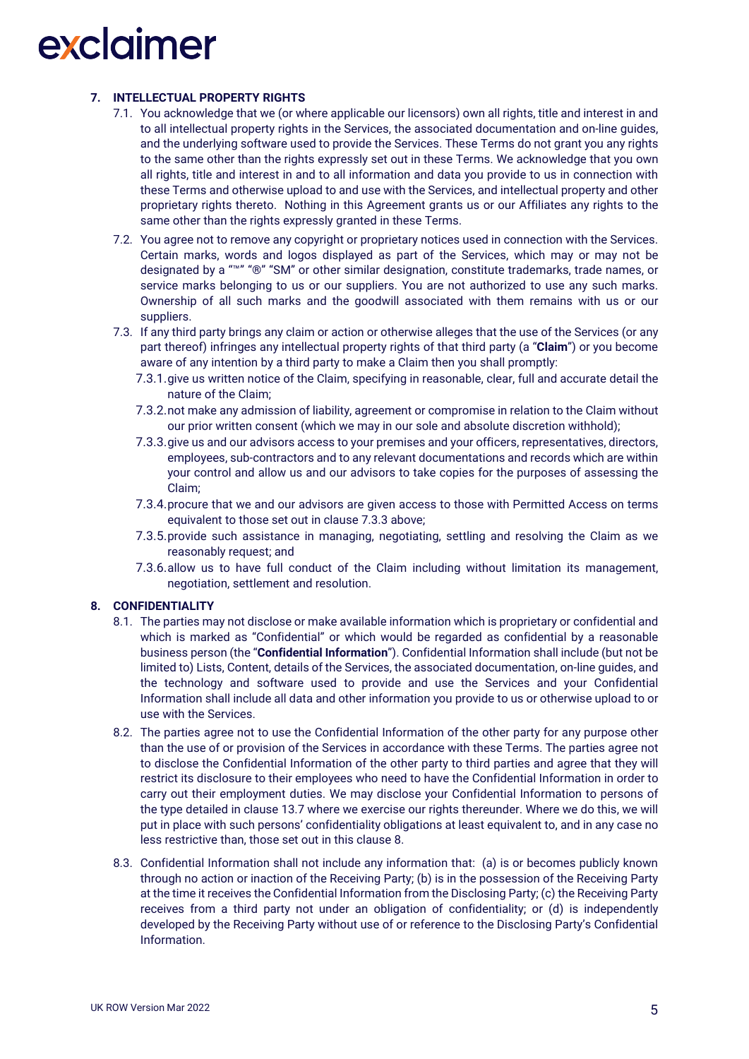**7. INTELLECTUAL PROPERTY RIGHTS**

7.1. You acknowledge that we (or where applicable our licensors) own all rights, title and interest in and to all intellectual property rights in the Services, the associated documentation and on-line guides, and the underlying software used to provide the Services. These Terms do not grant you any rights to the same other than the rights expressly set out in these Terms. We acknowledge that you own all rights, title and interest in and to all information and data you provide to us in connection with these Terms and otherwise upload to and use with the Services, and intellectual property and other proprietary rights thereto. Nothing in this Agreement grants us or our Affiliates any rights to the same other than the rights expressly granted in these Terms.

7.2. You agree not to remove any copyright or proprietary notices used in connection with the Services. Certain marks, words and logos displayed as part of the Services, which may or may not be designated by a "™" "®" "SM" or other similar designation, constitute trademarks, trade names, or service marks belonging to us or our suppliers. You are not authorized to use any such marks. Ownership of all such marks and the goodwill associated with them remains with us or our suppliers.

7.3. If any third party brings any claim or action or otherwise alleges that the use of the Services (or any part thereof) infringes any intellectual property rights of that third party (a "**Claim**") or you become aware of any intention by a third party to make a Claim then you shall promptly:

7.3.1. give us written notice of the Claim, specifying in reasonable, clear, full and accurate detail the nature of the Claim;

7.3.2. not make any admission of liability, agreement or compromise in relation to the Claim without our prior written consent (which we may in our sole and absolute discretion withhold);

7.3.3. give us and our advisors access to your premises and your officers, representatives, directors, employees, sub-contractors and to any relevant documentations and records which are within your control and allow us and our advisors to take copies for the purposes of assessing the Claim;

7.3.4. procure that we and our advisors are given access to those with Permitted Access on terms equivalent to those set out in clause 7.3.3 above;

7.3.5. provide such assistance in managing, negotiating, settling and resolving the Claim as we reasonably request; and

7.3.6. allow us to have full conduct of the Claim including without limitation its management, negotiation, settlement and resolution.

**8. CONFIDENTIALITY**

8.1. The parties may not disclose or make available information which is proprietary or confidential and which is marked as "Confidential" or which would be regarded as confidential by a reasonable business person (the "**Confidential Information**"). Confidential Information shall include (but not be limited to) Lists, Content, details of the Services, the associated documentation, on-line guides, and the technology and software used to provide and use the Services and your Confidential Information shall include all data and other information you provide to us or otherwise upload to or use with the Services.

8.2. The parties agree not to use the Confidential Information of the other party for any purpose other than the use of or provision of the Services in accordance with these Terms. The parties agree not to disclose the Confidential Information of the other party to third parties and agree that they will restrict its disclosure to their employees who need to have the Confidential Information in order to carry out their employment duties. We may disclose your Confidential Information to persons of the type detailed in clause 13.7 where we exercise our rights thereunder. Where we do this, we will put in place with such persons' confidentiality obligations at least equivalent to, and in any case no less restrictive than, those set out in this clause 8.

8.3. Confidential Information shall not include any information that: (a) is or becomes publicly known through no action or inaction of the Receiving Party; (b) is in the possession of the Receiving Party at the time it receives the Confidential Information from the Disclosing Party; (c) the Receiving Party receives from a third party not under an obligation of confidentiality; or (d) is independently developed by the Receiving Party without use of or reference to the Disclosing Party's Confidential Information.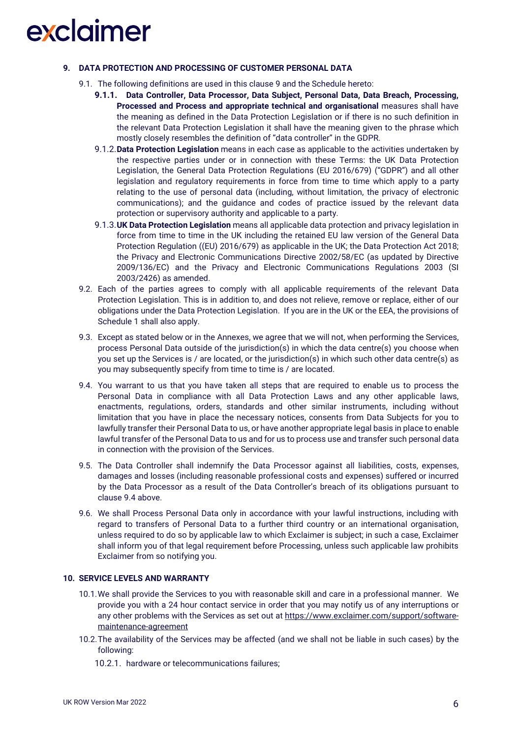## 9. DATA PROTECTION AND PROCESSING OF CUSTOMER PERSONAL DATA

9.1. The following definitions are used in this clause 9 and the Schedule hereto:

9.1.1. **Data Controller, Data Processor, Data Subject, Personal Data, Data Breach, Processing, Processed and Process and appropriate technical and organisational** measures shall have the meaning as defined in the Data Protection Legislation or if there is no such definition in the relevant Data Protection Legislation it shall have the meaning given to the phrase which mostly closely resembles the definition of "data controller" in the GDPR.

9.1.2. **Data Protection Legislation** means in each case as applicable to the activities undertaken by the respective parties under or in connection with these Terms: the UK Data Protection Legislation, the General Data Protection Regulations (EU 2016/679) ("GDPR") and all other legislation and regulatory requirements in force from time to time which apply to a party relating to the use of personal data (including, without limitation, the privacy of electronic communications); and the guidance and codes of practice issued by the relevant data protection or supervisory authority and applicable to a party.

9.1.3. **UK Data Protection Legislation** means all applicable data protection and privacy legislation in force from time to time in the UK including the retained EU law version of the General Data Protection Regulation ((EU) 2016/679) as applicable in the UK; the Data Protection Act 2018; the Privacy and Electronic Communications Directive 2002/58/EC (as updated by Directive 2009/136/EC) and the Privacy and Electronic Communications Regulations 2003 (SI 2003/2426) as amended.

9.2. Each of the parties agrees to comply with all applicable requirements of the relevant Data Protection Legislation. This is in addition to, and does not relieve, remove or replace, either of our obligations under the Data Protection Legislation. If you are in the UK or the EEA, the provisions of Schedule 1 shall also apply.

9.3. Except as stated below or in the Annexes, we agree that we will not, when performing the Services, process Personal Data outside of the jurisdiction(s) in which the data centre(s) you choose when you set up the Services is / are located, or the jurisdiction(s) in which such other data centre(s) as you may subsequently specify from time to time is / are located.

9.4. You warrant to us that you have taken all steps that are required to enable us to process the Personal Data in compliance with all Data Protection Laws and any other applicable laws, enactments, regulations, orders, standards and other similar instruments, including without limitation that you have in place the necessary notices, consents from Data Subjects for you to lawfully transfer their Personal Data to us, or have another appropriate legal basis in place to enable lawful transfer of the Personal Data to us and for us to process use and transfer such personal data in connection with the provision of the Services.

9.5. The Data Controller shall indemnify the Data Processor against all liabilities, costs, expenses, damages and losses (including reasonable professional costs and expenses) suffered or incurred by the Data Processor as a result of the Data Controller's breach of its obligations pursuant to clause 9.4 above.

9.6. We shall Process Personal Data only in accordance with your lawful instructions, including with regard to transfers of Personal Data to a further third country or an international organisation, unless required to do so by applicable law to which Exclaimer is subject; in such a case, Exclaimer shall inform you of that legal requirement before Processing, unless such applicable law prohibits Exclaimer from so notifying you.

## 10. SERVICE LEVELS AND WARRANTY

10.1. We shall provide the Services to you with reasonable skill and care in a professional manner. We provide you with a 24 hour contact service in order that you may notify us of any interruptions or any other problems with the Services as set out at https://www.exclaimer.com/support/software-maintenance-agreement

10.2. The availability of the Services may be affected (and we shall not be liable in such cases) by the following:

10.2.1. hardware or telecommunications failures;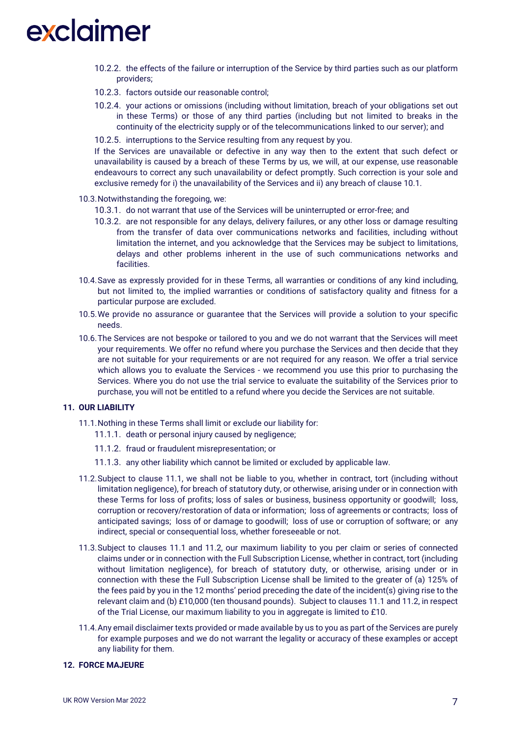10.2.2. the effects of the failure or interruption of the Service by third parties such as our platform providers;

10.2.3. factors outside our reasonable control;

10.2.4. your actions or omissions (including without limitation, breach of your obligations set out in these Terms) or those of any third parties (including but not limited to breaks in the continuity of the electricity supply or of the telecommunications linked to our server); and

10.2.5. interruptions to the Service resulting from any request by you.

If the Services are unavailable or defective in any way then to the extent that such defect or unavailability is caused by a breach of these Terms by us, we will, at our expense, use reasonable endeavours to correct any such unavailability or defect promptly. Such correction is your sole and exclusive remedy for i) the unavailability of the Services and ii) any breach of clause 10.1.

10.3. Notwithstanding the foregoing, we:

10.3.1. do not warrant that use of the Services will be uninterrupted or error-free; and

10.3.2. are not responsible for any delays, delivery failures, or any other loss or damage resulting from the transfer of data over communications networks and facilities, including without limitation the internet, and you acknowledge that the Services may be subject to limitations, delays and other problems inherent in the use of such communications networks and facilities.

10.4. Save as expressly provided for in these Terms, all warranties or conditions of any kind including, but not limited to, the implied warranties or conditions of satisfactory quality and fitness for a particular purpose are excluded.

10.5. We provide no assurance or guarantee that the Services will provide a solution to your specific needs.

10.6. The Services are not bespoke or tailored to you and we do not warrant that the Services will meet your requirements. We offer no refund where you purchase the Services and then decide that they are not suitable for your requirements or are not required for any reason. We offer a trial service which allows you to evaluate the Services - we recommend you use this prior to purchasing the Services. Where you do not use the trial service to evaluate the suitability of the Services prior to purchase, you will not be entitled to a refund where you decide the Services are not suitable.

## 11. OUR LIABILITY

11.1. Nothing in these Terms shall limit or exclude our liability for:

11.1.1. death or personal injury caused by negligence;

11.1.2. fraud or fraudulent misrepresentation; or

11.1.3. any other liability which cannot be limited or excluded by applicable law.

11.2. Subject to clause 11.1, we shall not be liable to you, whether in contract, tort (including without limitation negligence), for breach of statutory duty, or otherwise, arising under or in connection with these Terms for loss of profits; loss of sales or business, business opportunity or goodwill; loss, corruption or recovery/restoration of data or information; loss of agreements or contracts; loss of anticipated savings; loss of or damage to goodwill; loss of use or corruption of software; or any indirect, special or consequential loss, whether foreseeable or not.

11.3. Subject to clauses 11.1 and 11.2, our maximum liability to you per claim or series of connected claims under or in connection with the Full Subscription License, whether in contract, tort (including without limitation negligence), for breach of statutory duty, or otherwise, arising under or in connection with these the Full Subscription License shall be limited to the greater of (a) 125% of the fees paid by you in the 12 months' period preceding the date of the incident(s) giving rise to the relevant claim and (b) £10,000 (ten thousand pounds). Subject to clauses 11.1 and 11.2, in respect of the Trial License, our maximum liability to you in aggregate is limited to £10.

11.4. Any email disclaimer texts provided or made available by us to you as part of the Services are purely for example purposes and we do not warrant the legality or accuracy of these examples or accept any liability for them.

## 12. FORCE MAJEURE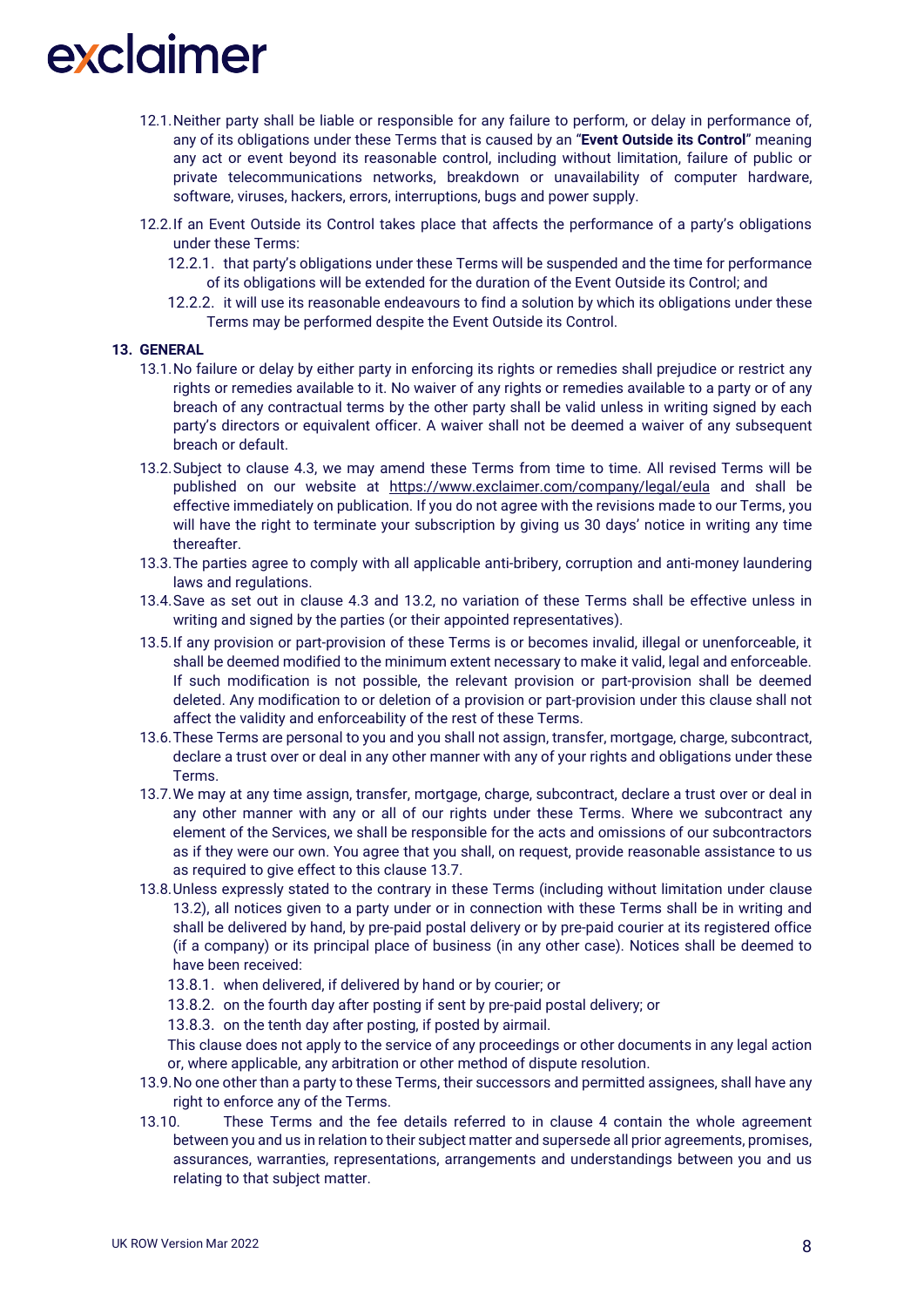12.1. Neither party shall be liable or responsible for any failure to perform, or delay in performance of, any of its obligations under these Terms that is caused by an "**Event Outside its Control**" meaning any act or event beyond its reasonable control, including without limitation, failure of public or private telecommunications networks, breakdown or unavailability of computer hardware, software, viruses, hackers, errors, interruptions, bugs and power supply.

12.2. If an Event Outside its Control takes place that affects the performance of a party's obligations under these Terms:

12.2.1. that party's obligations under these Terms will be suspended and the time for performance of its obligations will be extended for the duration of the Event Outside its Control; and

12.2.2. it will use its reasonable endeavours to find a solution by which its obligations under these Terms may be performed despite the Event Outside its Control.

**13. GENERAL**

13.1. No failure or delay by either party in enforcing its rights or remedies shall prejudice or restrict any rights or remedies available to it. No waiver of any rights or remedies available to a party or of any breach of any contractual terms by the other party shall be valid unless in writing signed by each party's directors or equivalent officer. A waiver shall not be deemed a waiver of any subsequent breach or default.

13.2. Subject to clause 4.3, we may amend these Terms from time to time. All revised Terms will be published on our website at https://www.exclaimer.com/company/legal/eula and shall be effective immediately on publication. If you do not agree with the revisions made to our Terms, you will have the right to terminate your subscription by giving us 30 days' notice in writing any time thereafter.

13.3. The parties agree to comply with all applicable anti-bribery, corruption and anti-money laundering laws and regulations.

13.4. Save as set out in clause 4.3 and 13.2, no variation of these Terms shall be effective unless in writing and signed by the parties (or their appointed representatives).

13.5. If any provision or part-provision of these Terms is or becomes invalid, illegal or unenforceable, it shall be deemed modified to the minimum extent necessary to make it valid, legal and enforceable. If such modification is not possible, the relevant provision or part-provision shall be deemed deleted. Any modification to or deletion of a provision or part-provision under this clause shall not affect the validity and enforceability of the rest of these Terms.

13.6. These Terms are personal to you and you shall not assign, transfer, mortgage, charge, subcontract, declare a trust over or deal in any other manner with any of your rights and obligations under these Terms.

13.7. We may at any time assign, transfer, mortgage, charge, subcontract, declare a trust over or deal in any other manner with any or all of our rights under these Terms. Where we subcontract any element of the Services, we shall be responsible for the acts and omissions of our subcontractors as if they were our own. You agree that you shall, on request, provide reasonable assistance to us as required to give effect to this clause 13.7.

13.8. Unless expressly stated to the contrary in these Terms (including without limitation under clause 13.2), all notices given to a party under or in connection with these Terms shall be in writing and shall be delivered by hand, by pre-paid postal delivery or by pre-paid courier at its registered office (if a company) or its principal place of business (in any other case). Notices shall be deemed to have been received:

13.8.1. when delivered, if delivered by hand or by courier; or

13.8.2. on the fourth day after posting if sent by pre-paid postal delivery; or

13.8.3. on the tenth day after posting, if posted by airmail.

This clause does not apply to the service of any proceedings or other documents in any legal action or, where applicable, any arbitration or other method of dispute resolution.

13.9. No one other than a party to these Terms, their successors and permitted assignees, shall have any right to enforce any of the Terms.

13.10. These Terms and the fee details referred to in clause 4 contain the whole agreement between you and us in relation to their subject matter and supersede all prior agreements, promises, assurances, warranties, representations, arrangements and understandings between you and us relating to that subject matter.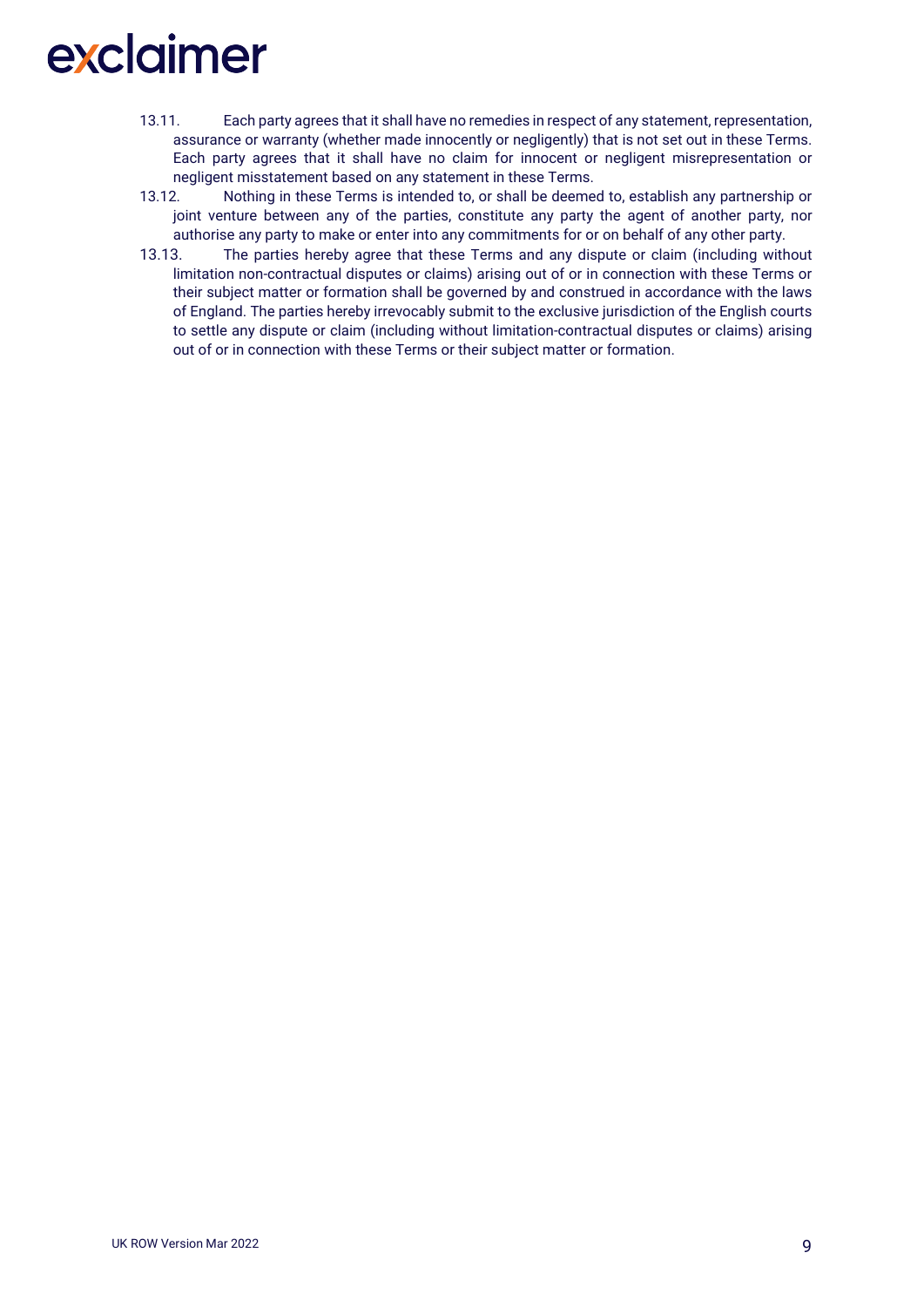13.11. Each party agrees that it shall have no remedies in respect of any statement, representation, assurance or warranty (whether made innocently or negligently) that is not set out in these Terms. Each party agrees that it shall have no claim for innocent or negligent misrepresentation or negligent misstatement based on any statement in these Terms.

13.12. Nothing in these Terms is intended to, or shall be deemed to, establish any partnership or joint venture between any of the parties, constitute any party the agent of another party, nor authorise any party to make or enter into any commitments for or on behalf of any other party.

13.13. The parties hereby agree that these Terms and any dispute or claim (including without limitation non-contractual disputes or claims) arising out of or in connection with these Terms or their subject matter or formation shall be governed by and construed in accordance with the laws of England. The parties hereby irrevocably submit to the exclusive jurisdiction of the English courts to settle any dispute or claim (including without limitation-contractual disputes or claims) arising out of or in connection with these Terms or their subject matter or formation.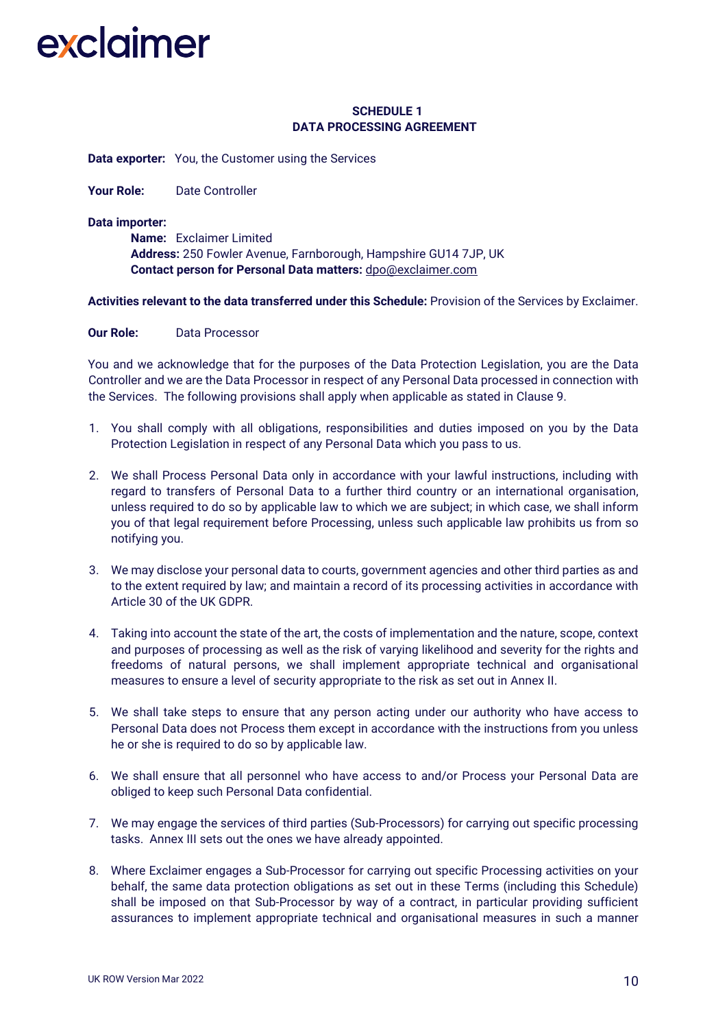**SCHEDULE 1**
**DATA PROCESSING AGREEMENT**

**Data exporter:** You, the Customer using the Services

**Your Role:** Date Controller

**Data importer:**
**Name:** Exclaimer Limited
**Address:** 250 Fowler Avenue, Farnborough, Hampshire GU14 7JP, UK
**Contact person for Personal Data matters:** dpo@exclaimer.com

**Activities relevant to the data transferred under this Schedule:** Provision of the Services by Exclaimer.

**Our Role:** Data Processor

You and we acknowledge that for the purposes of the Data Protection Legislation, you are the Data Controller and we are the Data Processor in respect of any Personal Data processed in connection with the Services. The following provisions shall apply when applicable as stated in Clause 9.

1. You shall comply with all obligations, responsibilities and duties imposed on you by the Data Protection Legislation in respect of any Personal Data which you pass to us.

2. We shall Process Personal Data only in accordance with your lawful instructions, including with regard to transfers of Personal Data to a further third country or an international organisation, unless required to do so by applicable law to which we are subject; in which case, we shall inform you of that legal requirement before Processing, unless such applicable law prohibits us from so notifying you.

3. We may disclose your personal data to courts, government agencies and other third parties as and to the extent required by law; and maintain a record of its processing activities in accordance with Article 30 of the UK GDPR.

4. Taking into account the state of the art, the costs of implementation and the nature, scope, context and purposes of processing as well as the risk of varying likelihood and severity for the rights and freedoms of natural persons, we shall implement appropriate technical and organisational measures to ensure a level of security appropriate to the risk as set out in Annex II.

5. We shall take steps to ensure that any person acting under our authority who have access to Personal Data does not Process them except in accordance with the instructions from you unless he or she is required to do so by applicable law.

6. We shall ensure that all personnel who have access to and/or Process your Personal Data are obliged to keep such Personal Data confidential.

7. We may engage the services of third parties (Sub-Processors) for carrying out specific processing tasks. Annex III sets out the ones we have already appointed.

8. Where Exclaimer engages a Sub-Processor for carrying out specific Processing activities on your behalf, the same data protection obligations as set out in these Terms (including this Schedule) shall be imposed on that Sub-Processor by way of a contract, in particular providing sufficient assurances to implement appropriate technical and organisational measures in such a manner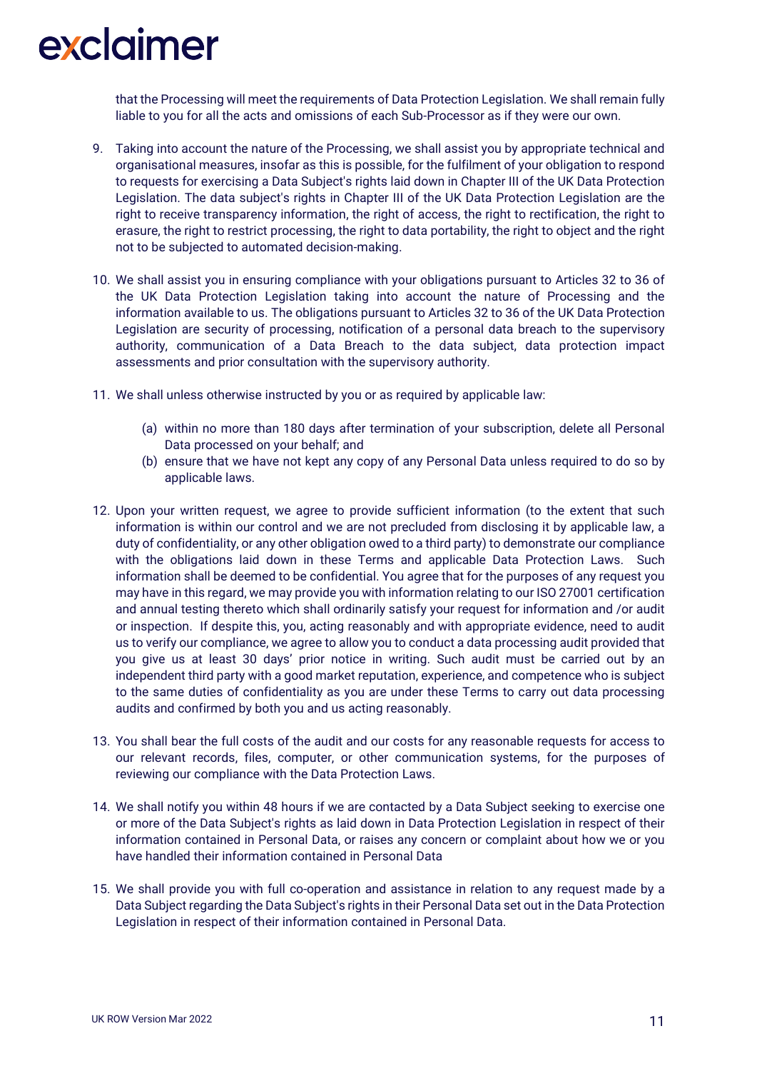that the Processing will meet the requirements of Data Protection Legislation. We shall remain fully liable to you for all the acts and omissions of each Sub-Processor as if they were our own.

9. Taking into account the nature of the Processing, we shall assist you by appropriate technical and organisational measures, insofar as this is possible, for the fulfilment of your obligation to respond to requests for exercising a Data Subject's rights laid down in Chapter III of the UK Data Protection Legislation. The data subject's rights in Chapter III of the UK Data Protection Legislation are the right to receive transparency information, the right of access, the right to rectification, the right to erasure, the right to restrict processing, the right to data portability, the right to object and the right not to be subjected to automated decision-making.

10. We shall assist you in ensuring compliance with your obligations pursuant to Articles 32 to 36 of the UK Data Protection Legislation taking into account the nature of Processing and the information available to us. The obligations pursuant to Articles 32 to 36 of the UK Data Protection Legislation are security of processing, notification of a personal data breach to the supervisory authority, communication of a Data Breach to the data subject, data protection impact assessments and prior consultation with the supervisory authority.

11. We shall unless otherwise instructed by you or as required by applicable law:

    (a) within no more than 180 days after termination of your subscription, delete all Personal Data processed on your behalf; and
    
    (b) ensure that we have not kept any copy of any Personal Data unless required to do so by applicable laws.

12. Upon your written request, we agree to provide sufficient information (to the extent that such information is within our control and we are not precluded from disclosing it by applicable law, a duty of confidentiality, or any other obligation owed to a third party) to demonstrate our compliance with the obligations laid down in these Terms and applicable Data Protection Laws. Such information shall be deemed to be confidential. You agree that for the purposes of any request you may have in this regard, we may provide you with information relating to our ISO 27001 certification and annual testing thereto which shall ordinarily satisfy your request for information and /or audit or inspection. If despite this, you, acting reasonably and with appropriate evidence, need to audit us to verify our compliance, we agree to allow you to conduct a data processing audit provided that you give us at least 30 days' prior notice in writing. Such audit must be carried out by an independent third party with a good market reputation, experience, and competence who is subject to the same duties of confidentiality as you are under these Terms to carry out data processing audits and confirmed by both you and us acting reasonably.

13. You shall bear the full costs of the audit and our costs for any reasonable requests for access to our relevant records, files, computer, or other communication systems, for the purposes of reviewing our compliance with the Data Protection Laws.

14. We shall notify you within 48 hours if we are contacted by a Data Subject seeking to exercise one or more of the Data Subject's rights as laid down in Data Protection Legislation in respect of their information contained in Personal Data, or raises any concern or complaint about how we or you have handled their information contained in Personal Data

15. We shall provide you with full co-operation and assistance in relation to any request made by a Data Subject regarding the Data Subject's rights in their Personal Data set out in the Data Protection Legislation in respect of their information contained in Personal Data.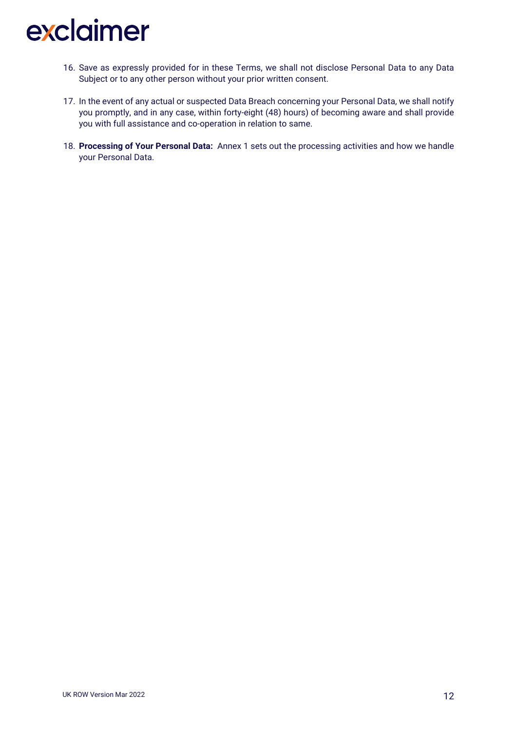16. Save as expressly provided for in these Terms, we shall not disclose Personal Data to any Data Subject or to any other person without your prior written consent.

17. In the event of any actual or suspected Data Breach concerning your Personal Data, we shall notify you promptly, and in any case, within forty-eight (48) hours) of becoming aware and shall provide you with full assistance and co-operation in relation to same.

18. **Processing of Your Personal Data:** Annex 1 sets out the processing activities and how we handle your Personal Data.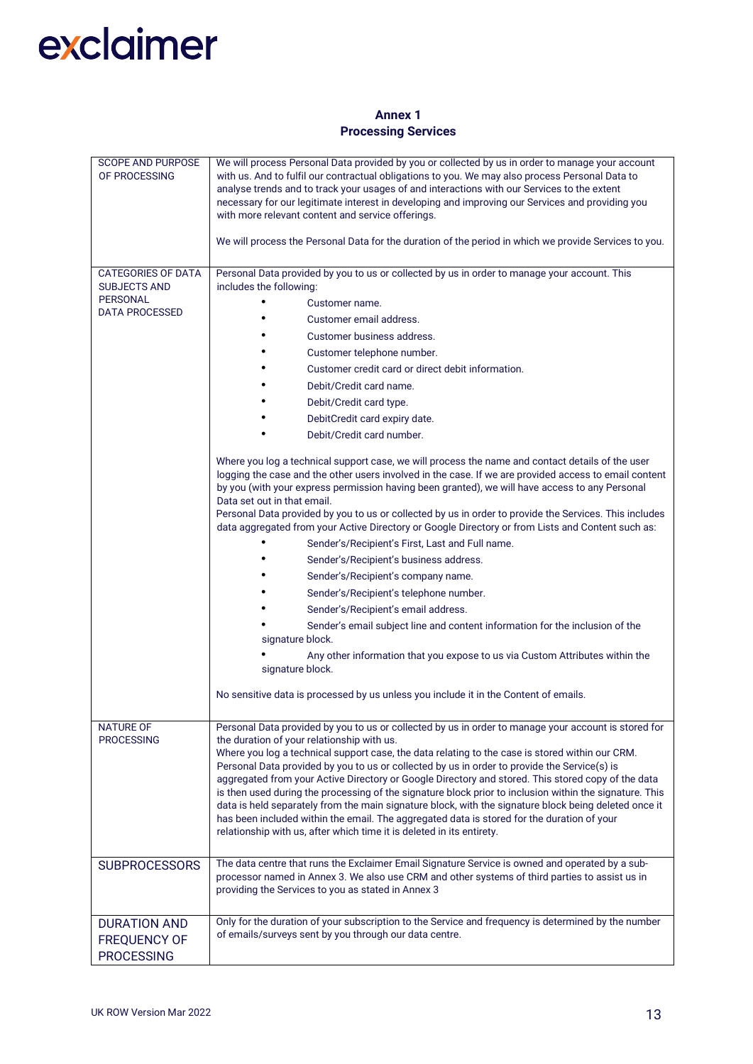## Annex 1
## Processing Services

| | |
|---|---|
| SCOPE AND PURPOSE OF PROCESSING | We will process Personal Data provided by you or collected by us in order to manage your account with us. And to fulfil our contractual obligations to you. We may also process Personal Data to analyse trends and to track your usages of and interactions with our Services to the extent necessary for our legitimate interest in developing and improving our Services and providing you with more relevant content and service offerings.<br><br>We will process the Personal Data for the duration of the period in which we provide Services to you. |
| CATEGORIES OF DATA SUBJECTS AND PERSONAL DATA PROCESSED | Personal Data provided by you to us or collected by us in order to manage your account. This includes the following:<br>• Customer name.<br>• Customer email address.<br>• Customer business address.<br>• Customer telephone number.<br>• Customer credit card or direct debit information.<br>• Debit/Credit card name.<br>• Debit/Credit card type.<br>• DebitCredit card expiry date.<br>• Debit/Credit card number.<br><br>Where you log a technical support case, we will process the name and contact details of the user logging the case and the other users involved in the case. If we are provided access to email content by you (with your express permission having been granted), we will have access to any Personal Data set out in that email.<br>Personal Data provided by you to us or collected by us in order to provide the Services. This includes data aggregated from your Active Directory or Google Directory or from Lists and Content such as:<br>• Sender's/Recipient's First, Last and Full name.<br>• Sender's/Recipient's business address.<br>• Sender's/Recipient's company name.<br>• Sender's/Recipient's telephone number.<br>• Sender's/Recipient's email address.<br>• Sender's email subject line and content information for the inclusion of the signature block.<br>• Any other information that you expose to us via Custom Attributes within the signature block.<br><br>No sensitive data is processed by us unless you include it in the Content of emails. |
| NATURE OF PROCESSING | Personal Data provided by you to us or collected by us in order to manage your account is stored for the duration of your relationship with us.<br>Where you log a technical support case, the data relating to the case is stored within our CRM.<br>Personal Data provided by you to us or collected by us in order to provide the Service(s) is aggregated from your Active Directory or Google Directory and stored. This stored copy of the data is then used during the processing of the signature block prior to inclusion within the signature. This data is held separately from the main signature block, with the signature block being deleted once it has been included within the email. The aggregated data is stored for the duration of your relationship with us, after which time it is deleted in its entirety. |
| SUBPROCESSORS | The data centre that runs the Exclaimer Email Signature Service is owned and operated by a sub-processor named in Annex 3. We also use CRM and other systems of third parties to assist us in providing the Services to you as stated in Annex 3 |
| DURATION AND FREQUENCY OF PROCESSING | Only for the duration of your subscription to the Service and frequency is determined by the number of emails/surveys sent by you through our data centre. |

UK ROW Version Mar 2022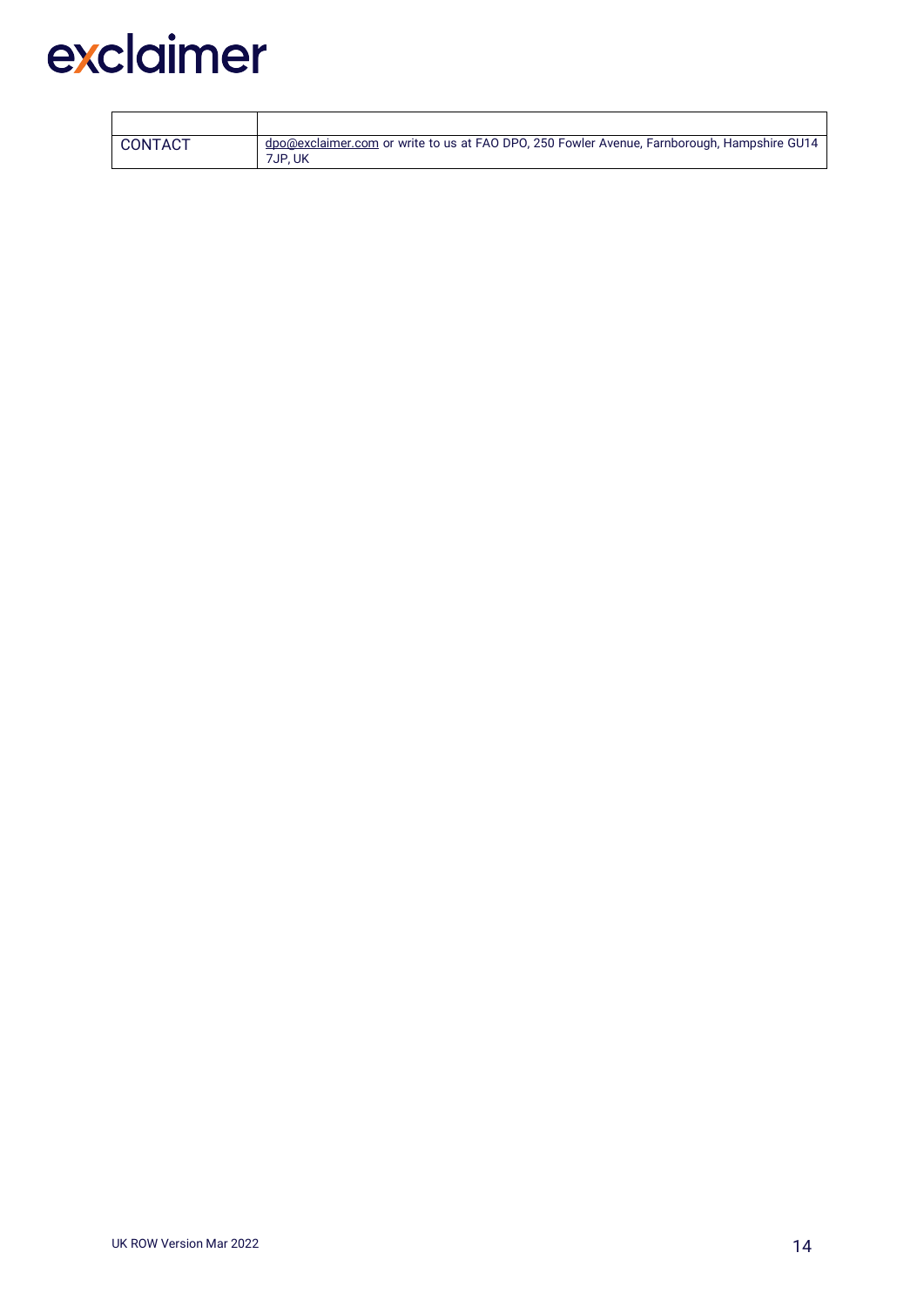| | |
|---|---|
| CONTACT | dpo@exclaimer.com or write to us at FAO DPO, 250 Fowler Avenue, Farnborough, Hampshire GU14 7JP, UK |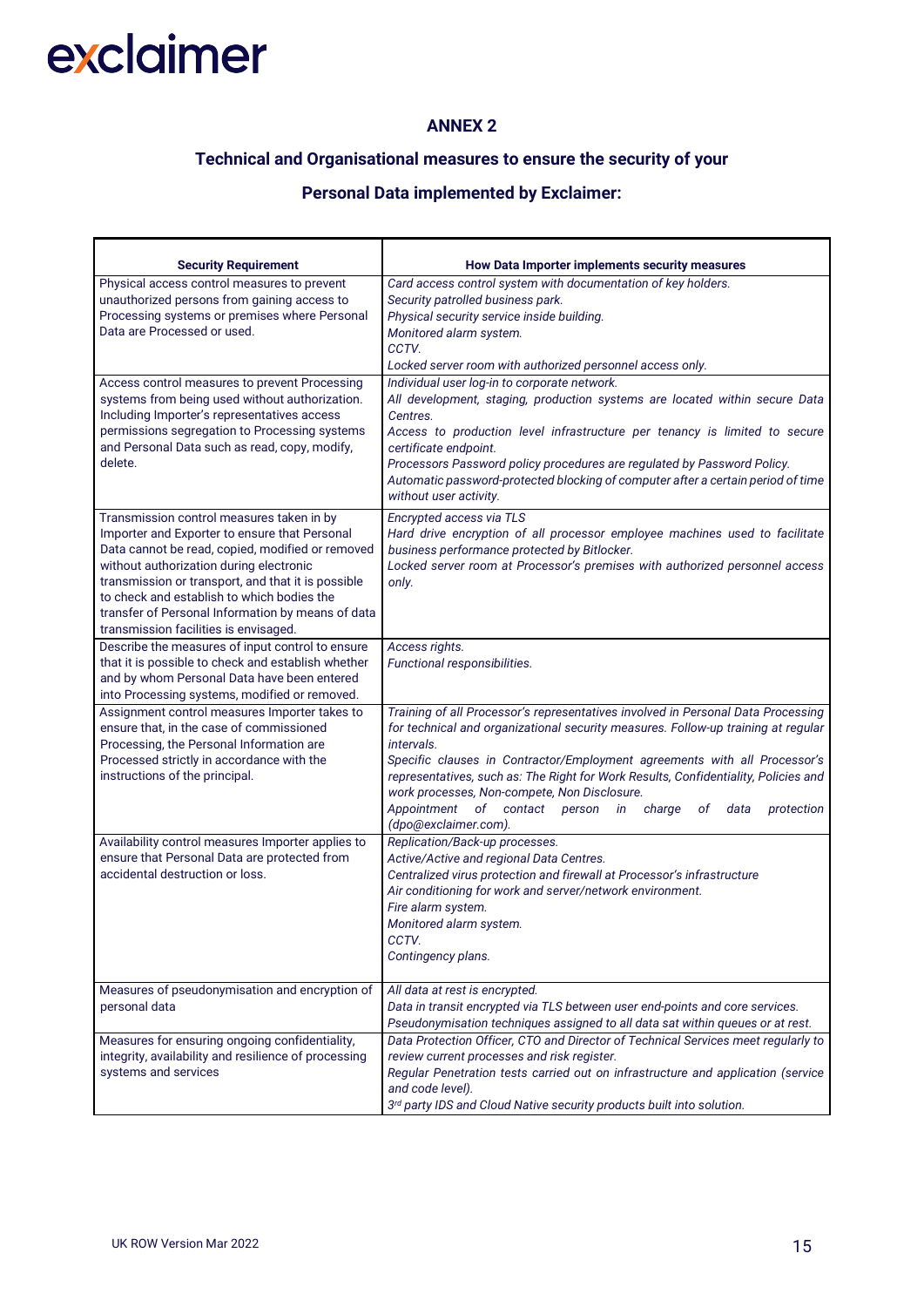exclaimer

## ANNEX 2

## Technical and Organisational measures to ensure the security of your Personal Data implemented by Exclaimer:

| Security Requirement | How Data Importer implements security measures |
|---|---|
| Physical access control measures to prevent unauthorized persons from gaining access to Processing systems or premises where Personal Data are Processed or used. | *Card access control system with documentation of key holders.*<br>*Security patrolled business park.*<br>*Physical security service inside building.*<br>*Monitored alarm system.*<br>*CCTV.*<br>*Locked server room with authorized personnel access only.* |
| Access control measures to prevent Processing systems from being used without authorization. Including Importer's representatives access permissions segregation to Processing systems and Personal Data such as read, copy, modify, delete. | *Individual user log-in to corporate network.*<br>*All development, staging, production systems are located within secure Data Centres.*<br>*Access to production level infrastructure per tenancy is limited to secure certificate endpoint.*<br>*Processors Password policy procedures are regulated by Password Policy.*<br>*Automatic password-protected blocking of computer after a certain period of time without user activity.* |
| Transmission control measures taken in by Importer and Exporter to ensure that Personal Data cannot be read, copied, modified or removed without authorization during electronic transmission or transport, and that it is possible to check and establish to which bodies the transfer of Personal Information by means of data transmission facilities is envisaged. | *Encrypted access via TLS*<br>*Hard drive encryption of all processor employee machines used to facilitate business performance protected by Bitlocker.*<br>*Locked server room at Processor's premises with authorized personnel access only.* |
| Describe the measures of input control to ensure that it is possible to check and establish whether and by whom Personal Data have been entered into Processing systems, modified or removed. | *Access rights.*<br>*Functional responsibilities.* |
| Assignment control measures Importer takes to ensure that, in the case of commissioned Processing, the Personal Information are Processed strictly in accordance with the instructions of the principal. | *Training of all Processor's representatives involved in Personal Data Processing for technical and organizational security measures. Follow-up training at regular intervals.*<br>*Specific clauses in Contractor/Employment agreements with all Processor's representatives, such as: The Right for Work Results, Confidentiality, Policies and work processes, Non-compete, Non Disclosure.*<br>*Appointment of contact person in charge of data protection (dpo@exclaimer.com).* |
| Availability control measures Importer applies to ensure that Personal Data are protected from accidental destruction or loss. | *Replication/Back-up processes.*<br>*Active/Active and regional Data Centres.*<br>*Centralized virus protection and firewall at Processor's infrastructure*<br>*Air conditioning for work and server/network environment.*<br>*Fire alarm system.*<br>*Monitored alarm system.*<br>*CCTV.*<br>*Contingency plans.* |
| Measures of pseudonymisation and encryption of personal data | *All data at rest is encrypted.*<br>*Data in transit encrypted via TLS between user end-points and core services.*<br>*Pseudonymisation techniques assigned to all data sat within queues or at rest.* |
| Measures for ensuring ongoing confidentiality, integrity, availability and resilience of processing systems and services | *Data Protection Officer, CTO and Director of Technical Services meet regularly to review current processes and risk register.*<br>*Regular Penetration tests carried out on infrastructure and application (service and code level).*<br>*3rd party IDS and Cloud Native security products built into solution.* |

UK ROW Version Mar 2022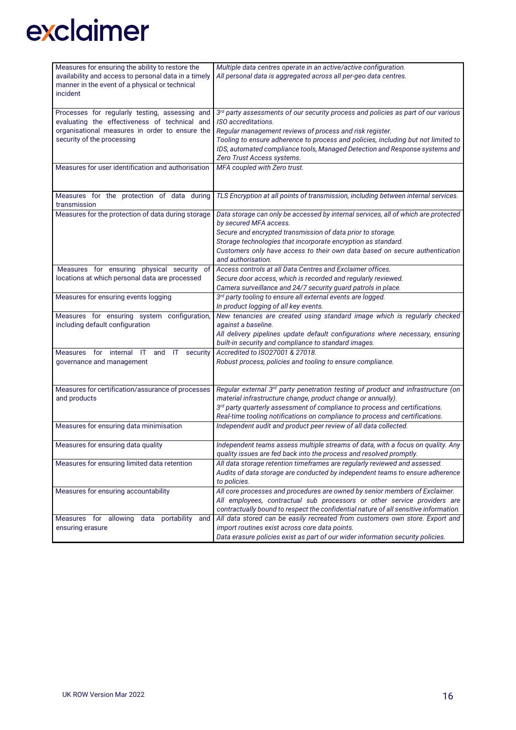| Measures for ensuring the ability to restore the availability and access to personal data in a timely manner in the event of a physical or technical incident | *Multiple data centres operate in an active/active configuration. All personal data is aggregated across all per-geo data centres.* |
|---|---|
| Processes for regularly testing, assessing and evaluating the effectiveness of technical and organisational measures in order to ensure the security of the processing | *3rd party assessments of our security process and policies as part of our various ISO accreditations. Regular management reviews of process and risk register. Tooling to ensure adherence to process and policies, including but not limited to IDS, automated compliance tools, Managed Detection and Response systems and Zero Trust Access systems.* |
| Measures for user identification and authorisation | *MFA coupled with Zero trust.* |
| Measures for the protection of data during transmission | *TLS Encryption at all points of transmission, including between internal services.* |
| Measures for the protection of data during storage | *Data storage can only be accessed by internal services, all of which are protected by secured MFA access. Secure and encrypted transmission of data prior to storage. Storage technologies that incorporate encryption as standard. Customers only have access to their own data based on secure authentication and authorisation.* |
| Measures for ensuring physical security of locations at which personal data are processed | *Access controls at all Data Centres and Exclaimer offices. Secure door access, which is recorded and regularly reviewed. Camera surveillance and 24/7 security guard patrols in place.* |
| Measures for ensuring events logging | *3rd party tooling to ensure all external events are logged. In product logging of all key events.* |
| Measures for ensuring system configuration, including default configuration | *New tenancies are created using standard image which is regularly checked against a baseline. All delivery pipelines update default configurations where necessary, ensuring built-in security and compliance to standard images.* |
| Measures for internal IT and IT security governance and management | *Accredited to ISO27001 & 27018. Robust process, policies and tooling to ensure compliance.* |
| Measures for certification/assurance of processes and products | *Regular external 3rd party penetration testing of product and infrastructure (on material infrastructure change, product change or annually). 3rd party quarterly assessment of compliance to process and certifications. Real-time tooling notifications on compliance to process and certifications.* |
| Measures for ensuring data minimisation | *Independent audit and product peer review of all data collected.* |
| Measures for ensuring data quality | *Independent teams assess multiple streams of data, with a focus on quality. Any quality issues are fed back into the process and resolved promptly.* |
| Measures for ensuring limited data retention | *All data storage retention timeframes are regularly reviewed and assessed. Audits of data storage are conducted by independent teams to ensure adherence to policies.* |
| Measures for ensuring accountability | *All core processes and procedures are owned by senior members of Exclaimer. All employees, contractual sub processors or other service providers are contractually bound to respect the confidential nature of all sensitive information.* |
| Measures for allowing data portability and ensuring erasure | *All data stored can be easily recreated from customers own store. Export and import routines exist across core data points. Data erasure policies exist as part of our wider information security policies.* |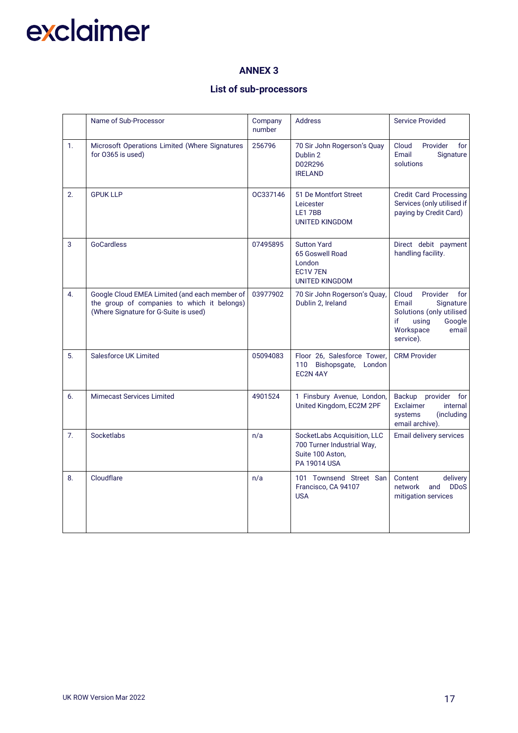## ANNEX 3

## List of sub-processors

| | Name of Sub-Processor | Company number | Address | Service Provided |
|---|---|---|---|---|
| 1. | Microsoft Operations Limited (Where Signatures for O365 is used) | 256796 | 70 Sir John Rogerson's Quay<br>Dublin 2<br>D02R296<br>IRELAND | Cloud Provider for Email Signature solutions |
| 2. | GPUK LLP | OC337146 | 51 De Montfort Street<br>Leicester<br>LE1 7BB<br>UNITED KINGDOM | Credit Card Processing Services (only utilised if paying by Credit Card) |
| 3 | GoCardless | 07495895 | Sutton Yard<br>65 Goswell Road<br>London<br>EC1V 7EN<br>UNITED KINGDOM | Direct debit payment handling facility. |
| 4. | Google Cloud EMEA Limited (and each member of the group of companies to which it belongs) (Where Signature for G-Suite is used) | 03977902 | 70 Sir John Rogerson's Quay, Dublin 2, Ireland | Cloud Provider for Email Signature Solutions (only utilised if using Google Workspace email service). |
| 5. | Salesforce UK Limited | 05094083 | Floor 26, Salesforce Tower, 110 Bishopsgate, London EC2N 4AY | CRM Provider |
| 6. | Mimecast Services Limited | 4901524 | 1 Finsbury Avenue, London, United Kingdom, EC2M 2PF | Backup provider for Exclaimer internal systems (including email archive). |
| 7. | Socketlabs | n/a | SocketLabs Acquisition, LLC<br>700 Turner Industrial Way, Suite 100 Aston,<br>PA 19014 USA | Email delivery services |
| 8. | Cloudflare | n/a | 101 Townsend Street San Francisco, CA 94107<br>USA | Content delivery network and DDoS mitigation services |

UK ROW Version Mar 2022